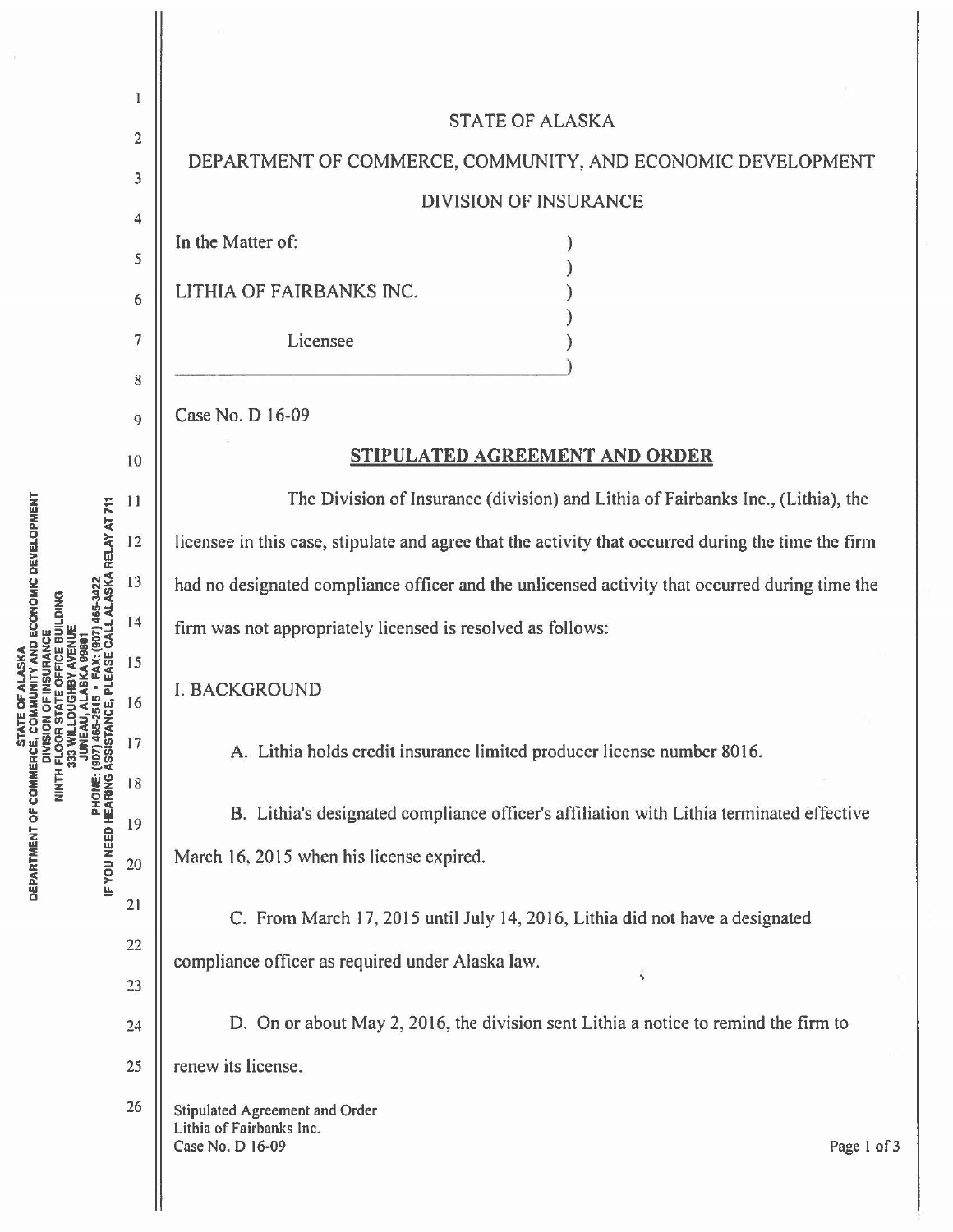STATE OF ALASKA

DEPARTMENT OF COMMERCE, COMMUNITY, AND ECONOMIC DEVELOPMENT

DIVISION OF INSURANCE

In the Matter of:

LITHIA OF FAIRBANKS INC.

Licensee

Case No. D 16-09

## STIPULATED AGREEMENT AND ORDER

The Division of Insurance (division) and Lithia of Fairbanks Inc., (Lithia), the licensee in this case, stipulate and agree that the activity that occurred during the time the firm had no designated compliance officer and the unlicensed activity that occurred during time the firm was not appropriately licensed is resolved as follows:

I. BACKGROUND

A. Lithia holds credit insurance limited producer license number 8016.

B. Lithia's designated compliance officer's affiliation with Lithia terminated effective March 16, 2015 when his license expired.

C. From March 17, 2015 until July 14, 2016, Lithia did not have a designated compliance officer as required under Alaska law.

D. On or about May 2, 2016, the division sent Lithia a notice to remind the firm to renew its license.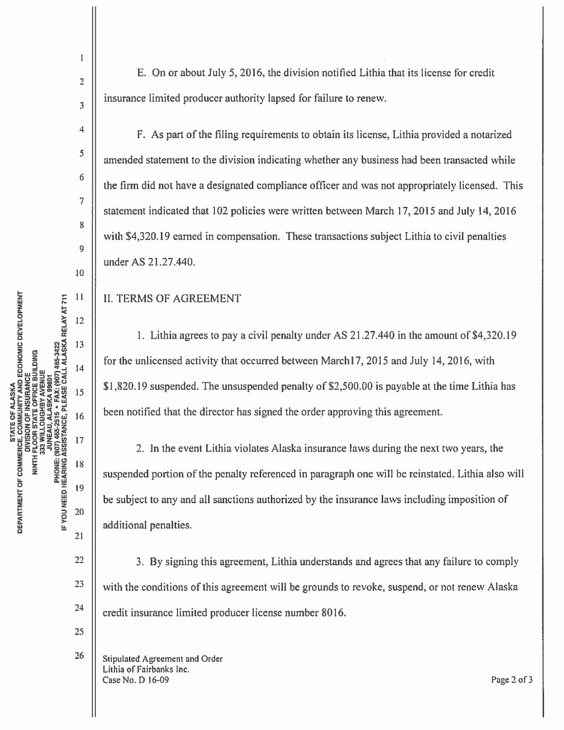E. On or about July 5, 2016, the division notified Lithia that its license for credit insurance limited producer authority lapsed for failure to renew.

F. As part of the filing requirements to obtain its license, Lithia provided a notarized amended statement to the division indicating whether any business had been transacted while the firm did not have a designated compliance officer and was not appropriately licensed. This statement indicated that 102 policies were written between March 17, 2015 and July 14, 2016 with $4,320.19 earned in compensation. These transactions subject Lithia to civil penalties under AS 21.27.440.

## II. TERMS OF AGREEMENT

1. Lithia agrees to pay a civil penalty under AS 21.27.440 in the amount of $4,320.19 for the unlicensed activity that occurred between March17, 2015 and July 14, 2016, with $1,820.19 suspended. The unsuspended penalty of $2,500.00 is payable at the time Lithia has been notified that the director has signed the order approving this agreement.

2. In the event Lithia violates Alaska insurance laws during the next two years, the suspended portion of the penalty referenced in paragraph one will be reinstated. Lithia also will be subject to any and all sanctions authorized by the insurance laws including imposition of additional penalties.

3. By signing this agreement, Lithia understands and agrees that any failure to comply with the conditions of this agreement will be grounds to revoke, suspend, or not renew Alaska credit insurance limited producer license number 8016.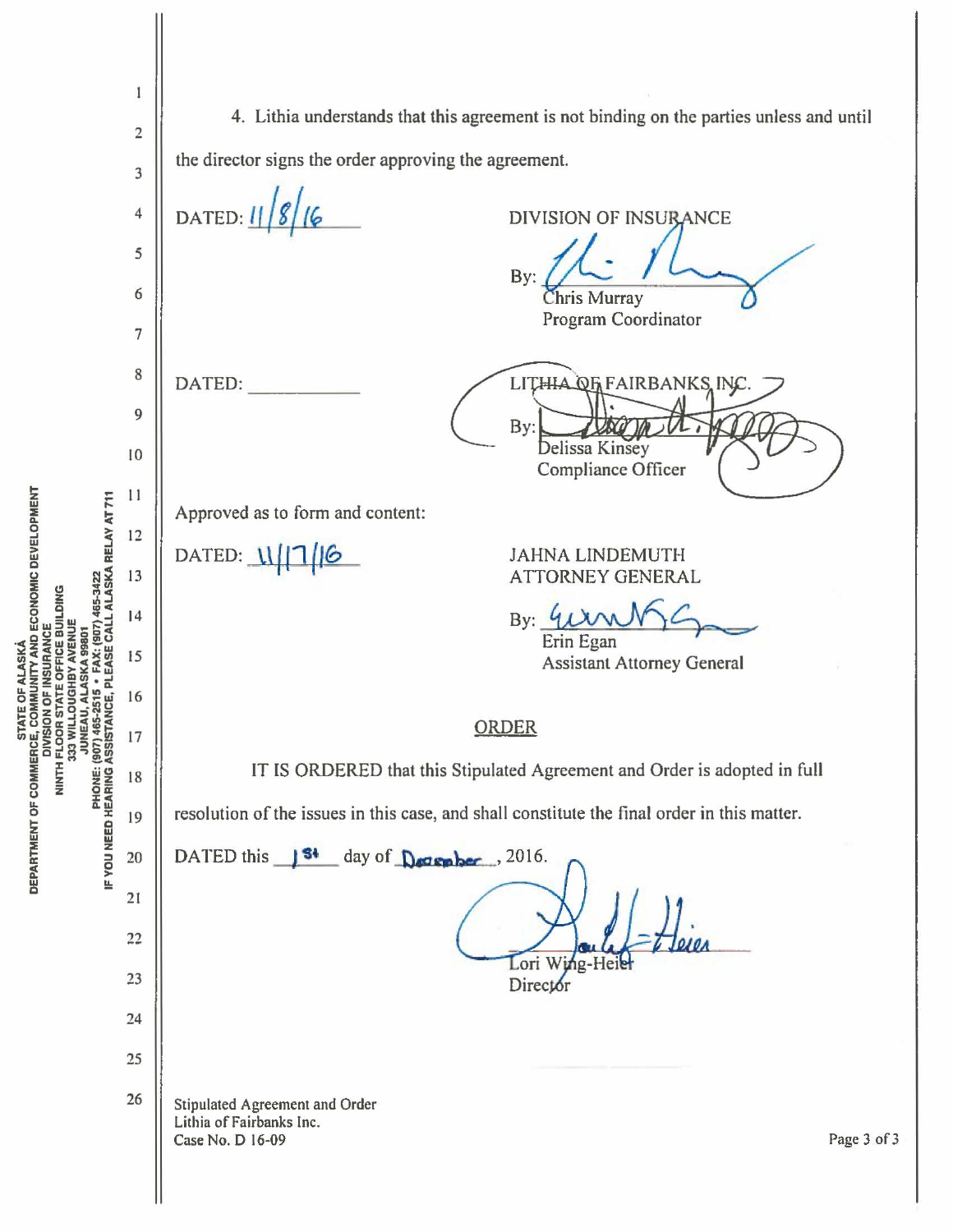4. Lithia understands that this agreement is not binding on the parties unless and until the director signs the order approving the agreement.

DATED: 11/8/16

DIVISION OF INSURANCE

By: 
Chris Murray
Program Coordinator

DATED: ___________

LITHIA OF FAIRBANKS INC.

By: 
Delissa Kinsey
Compliance Officer

Approved as to form and content:

DATED: 11/17/16

JAHNA LINDEMUTH
ATTORNEY GENERAL

By: 
Erin Egan
Assistant Attorney General

ORDER

IT IS ORDERED that this Stipulated Agreement and Order is adopted in full resolution of the issues in this case, and shall constitute the final order in this matter.

DATED this 1st day of December, 2016.

Lori Wing-Heier
Director

Stipulated Agreement and Order
Lithia of Fairbanks Inc.
Case No. D 16-09